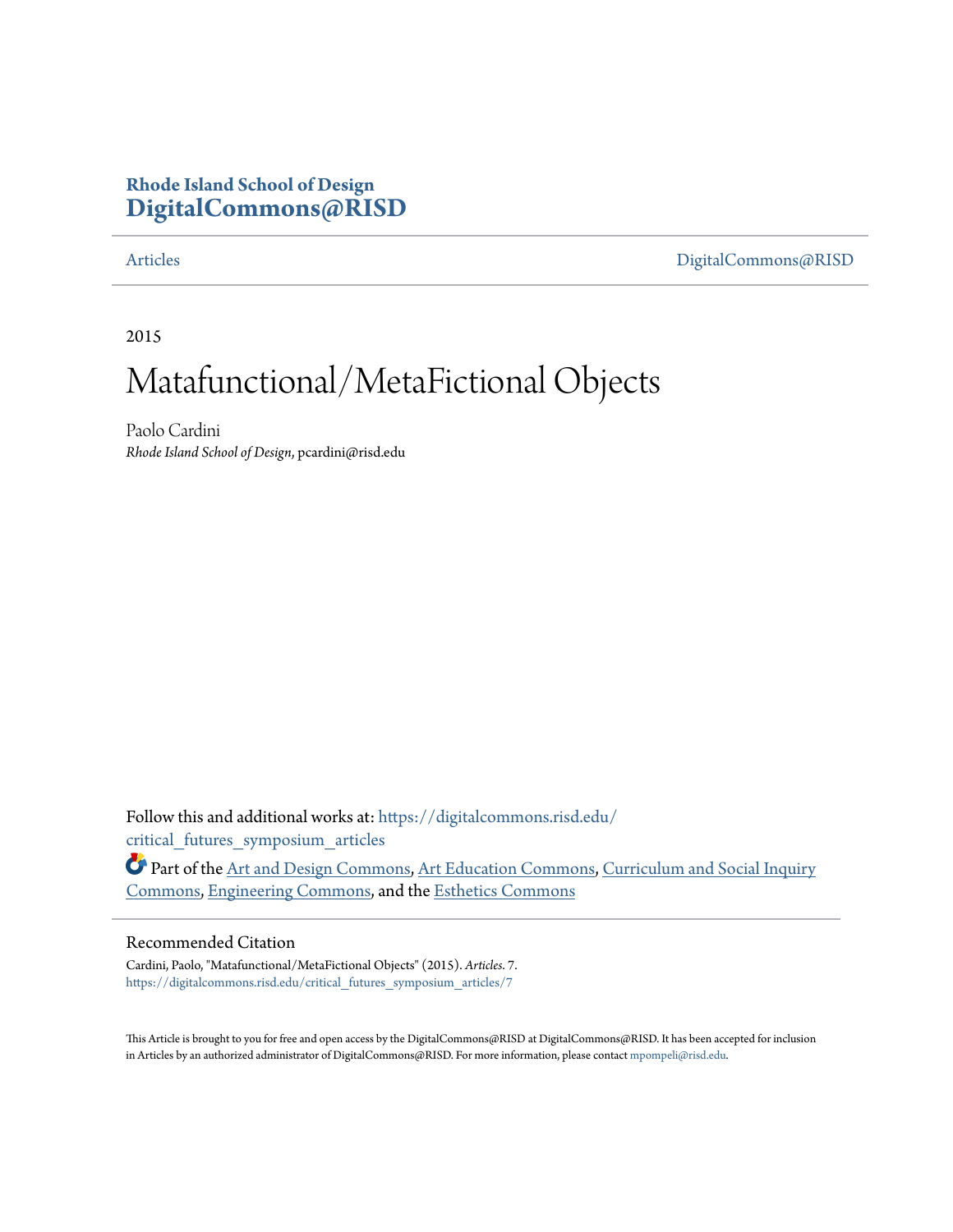Rhode Island School of Design
**DigitalCommons@RISD**

Articles | DigitalCommons@RISD

2015

# Matafunctional/MetaFictional Objects

Paolo Cardini
*Rhode Island School of Design*, pcardini@risd.edu

Follow this and additional works at: https://digitalcommons.risd.edu/critical_futures_symposium_articles

Part of the Art and Design Commons, Art Education Commons, Curriculum and Social Inquiry Commons, Engineering Commons, and the Esthetics Commons

## Recommended Citation

Cardini, Paolo, "Matafunctional/MetaFictional Objects" (2015). *Articles*. 7.
https://digitalcommons.risd.edu/critical_futures_symposium_articles/7

This Article is brought to you for free and open access by the DigitalCommons@RISD at DigitalCommons@RISD. It has been accepted for inclusion in Articles by an authorized administrator of DigitalCommons@RISD. For more information, please contact mpompeli@risd.edu.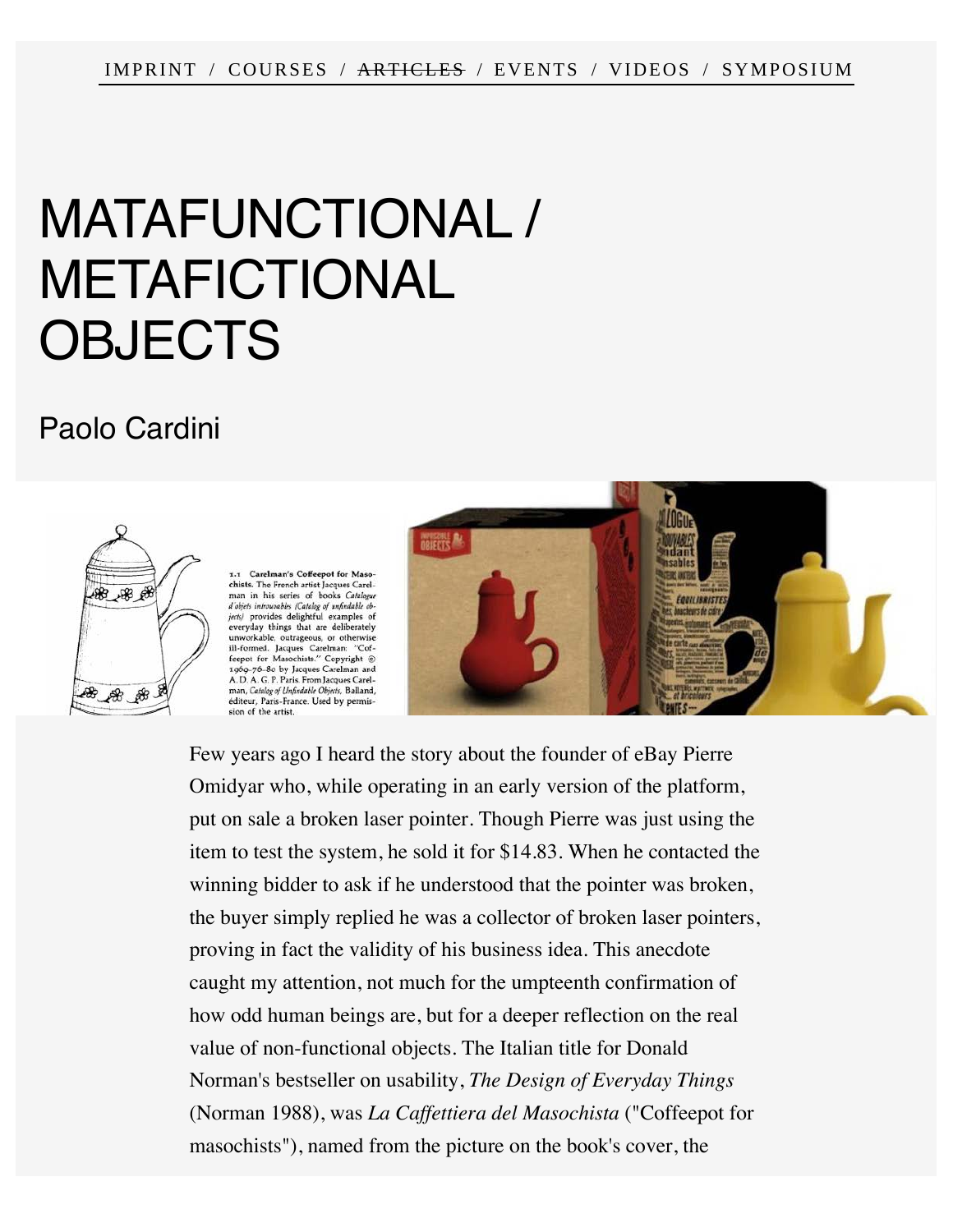IMPRINT / COURSES / ~~ARTICLES~~ / EVENTS / VIDEOS / SYMPOSIUM

# MATAFUNCTIONAL / METAFICTIONAL OBJECTS

## Paolo Cardini

1.1 Carelman's Coffeepot for Masochists. The French artist Jacques Carelman in his series of books *Catalogue d'objets introuvables (Catalog of unfindable objects)* provides delightful examples of everyday things that are deliberately unworkable, outrageous, or otherwise ill-formed. Jacques Carelman: "Coffeepot for Masochists." Copyright © 1969-76-80 by Jacques Carelman and A. D. A. G. P. Paris. From Jacques Carelman, *Catalog of Unfindable Objects*, Balland, éditeur, Paris-France. Used by permission of the artist.

Few years ago I heard the story about the founder of eBay Pierre Omidyar who, while operating in an early version of the platform, put on sale a broken laser pointer. Though Pierre was just using the item to test the system, he sold it for $14.83. When he contacted the winning bidder to ask if he understood that the pointer was broken, the buyer simply replied he was a collector of broken laser pointers, proving in fact the validity of his business idea. This anecdote caught my attention, not much for the umpteenth confirmation of how odd human beings are, but for a deeper reflection on the real value of non-functional objects. The Italian title for Donald Norman's bestseller on usability, *The Design of Everyday Things* (Norman 1988), was *La Caffettiera del Masochista* ("Coffeepot for masochists"), named from the picture on the book's cover, the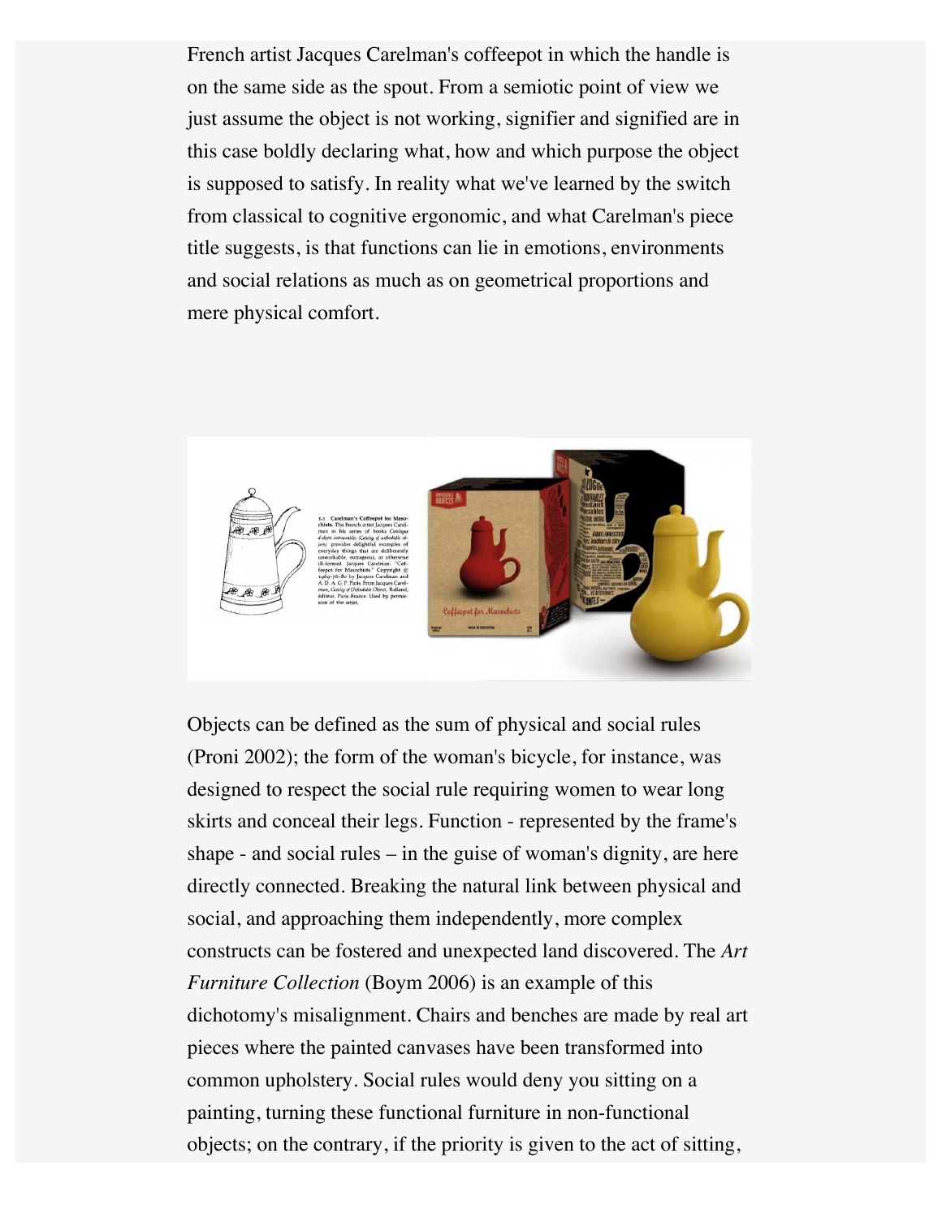French artist Jacques Carelman's coffeepot in which the handle is on the same side as the spout. From a semiotic point of view we just assume the object is not working, signifier and signified are in this case boldly declaring what, how and which purpose the object is supposed to satisfy. In reality what we've learned by the switch from classical to cognitive ergonomic, and what Carelman's piece title suggests, is that functions can lie in emotions, environments and social relations as much as on geometrical proportions and mere physical comfort.

Objects can be defined as the sum of physical and social rules (Proni 2002); the form of the woman's bicycle, for instance, was designed to respect the social rule requiring women to wear long skirts and conceal their legs. Function - represented by the frame's shape - and social rules – in the guise of woman's dignity, are here directly connected. Breaking the natural link between physical and social, and approaching them independently, more complex constructs can be fostered and unexpected land discovered. The *Art Furniture Collection* (Boym 2006) is an example of this dichotomy's misalignment. Chairs and benches are made by real art pieces where the painted canvases have been transformed into common upholstery. Social rules would deny you sitting on a painting, turning these functional furniture in non-functional objects; on the contrary, if the priority is given to the act of sitting,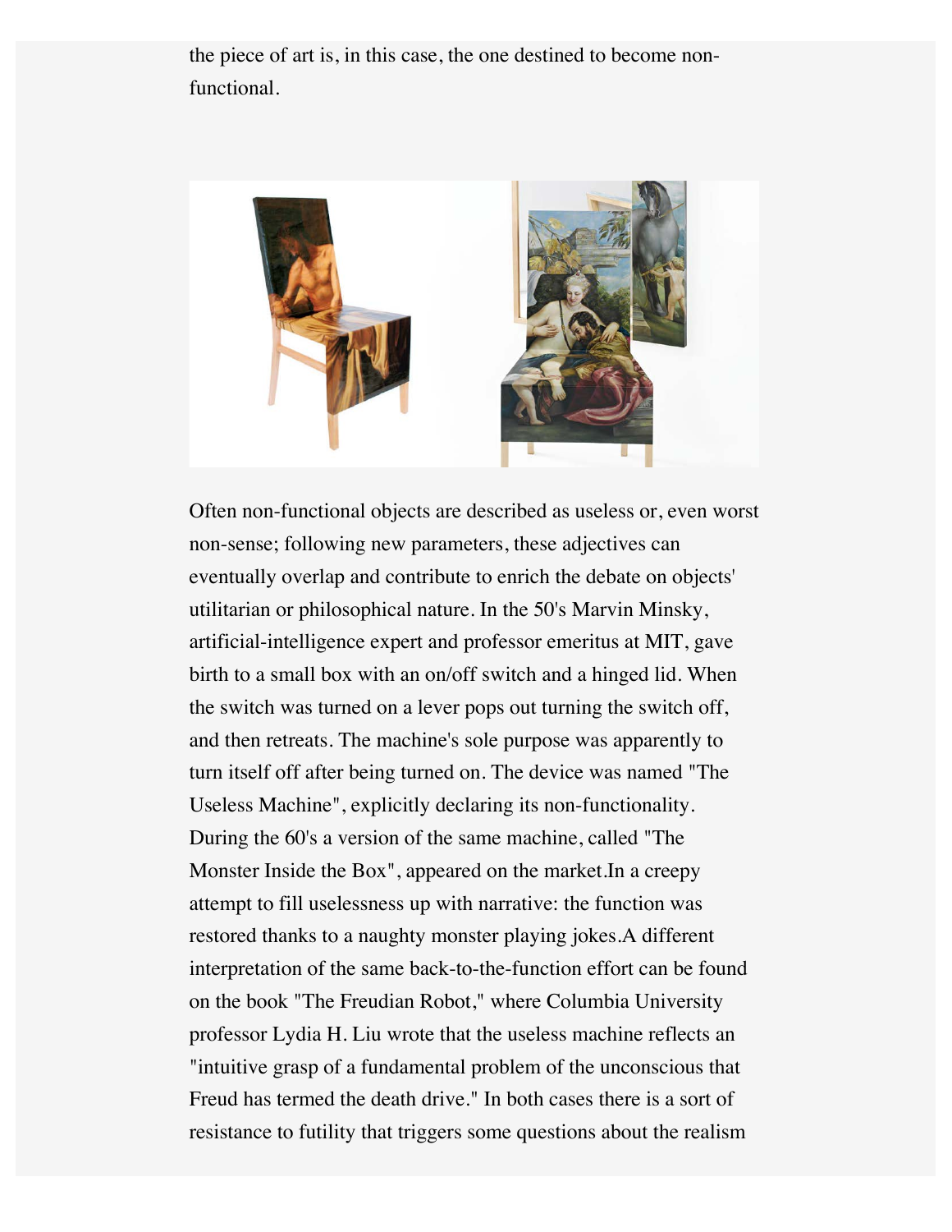the piece of art is, in this case, the one destined to become non-functional.

Often non-functional objects are described as useless or, even worst non-sense; following new parameters, these adjectives can eventually overlap and contribute to enrich the debate on objects' utilitarian or philosophical nature. In the 50's Marvin Minsky, artificial-intelligence expert and professor emeritus at MIT, gave birth to a small box with an on/off switch and a hinged lid. When the switch was turned on a lever pops out turning the switch off, and then retreats. The machine's sole purpose was apparently to turn itself off after being turned on. The device was named "The Useless Machine", explicitly declaring its non-functionality. During the 60's a version of the same machine, called "The Monster Inside the Box", appeared on the market.In a creepy attempt to fill uselessness up with narrative: the function was restored thanks to a naughty monster playing jokes.A different interpretation of the same back-to-the-function effort can be found on the book "The Freudian Robot," where Columbia University professor Lydia H. Liu wrote that the useless machine reflects an "intuitive grasp of a fundamental problem of the unconscious that Freud has termed the death drive." In both cases there is a sort of resistance to futility that triggers some questions about the realism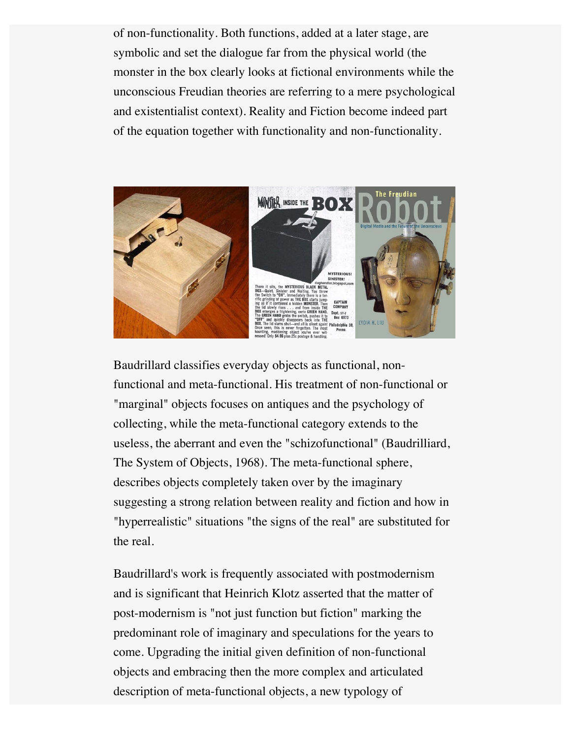of non-functionality. Both functions, added at a later stage, are symbolic and set the dialogue far from the physical world (the monster in the box clearly looks at fictional environments while the unconscious Freudian theories are referring to a mere psychological and existentialist context). Reality and Fiction become indeed part of the equation together with functionality and non-functionality.

Baudrillard classifies everyday objects as functional, non-functional and meta-functional. His treatment of non-functional or "marginal" objects focuses on antiques and the psychology of collecting, while the meta-functional category extends to the useless, the aberrant and even the "schizofunctional" (Baudrilliard, The System of Objects, 1968). The meta-functional sphere, describes objects completely taken over by the imaginary suggesting a strong relation between reality and fiction and how in "hyperrealistic" situations "the signs of the real" are substituted for the real.

Baudrillard's work is frequently associated with postmodernism and is significant that Heinrich Klotz asserted that the matter of post-modernism is "not just function but fiction" marking the predominant role of imaginary and speculations for the years to come. Upgrading the initial given definition of non-functional objects and embracing then the more complex and articulated description of meta-functional objects, a new typology of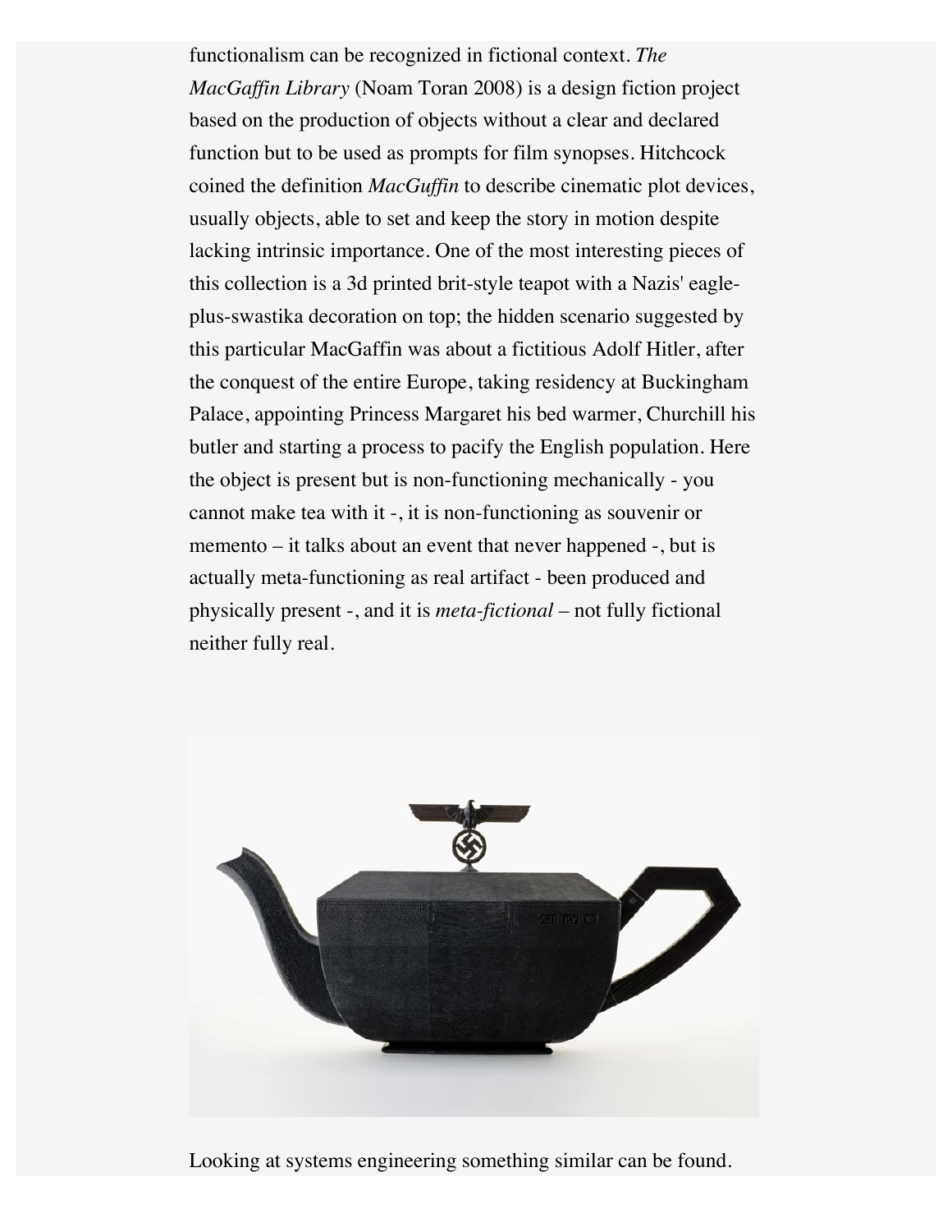functionalism can be recognized in fictional context. *The MacGaffin Library* (Noam Toran 2008) is a design fiction project based on the production of objects without a clear and declared function but to be used as prompts for film synopses. Hitchcock coined the definition *MacGuffin* to describe cinematic plot devices, usually objects, able to set and keep the story in motion despite lacking intrinsic importance. One of the most interesting pieces of this collection is a 3d printed brit-style teapot with a Nazis' eagle-plus-swastika decoration on top; the hidden scenario suggested by this particular MacGaffin was about a fictitious Adolf Hitler, after the conquest of the entire Europe, taking residency at Buckingham Palace, appointing Princess Margaret his bed warmer, Churchill his butler and starting a process to pacify the English population. Here the object is present but is non-functioning mechanically - you cannot make tea with it -, it is non-functioning as souvenir or memento – it talks about an event that never happened -, but is actually meta-functioning as real artifact - been produced and physically present -, and it is *meta-fictional* – not fully fictional neither fully real.

Looking at systems engineering something similar can be found.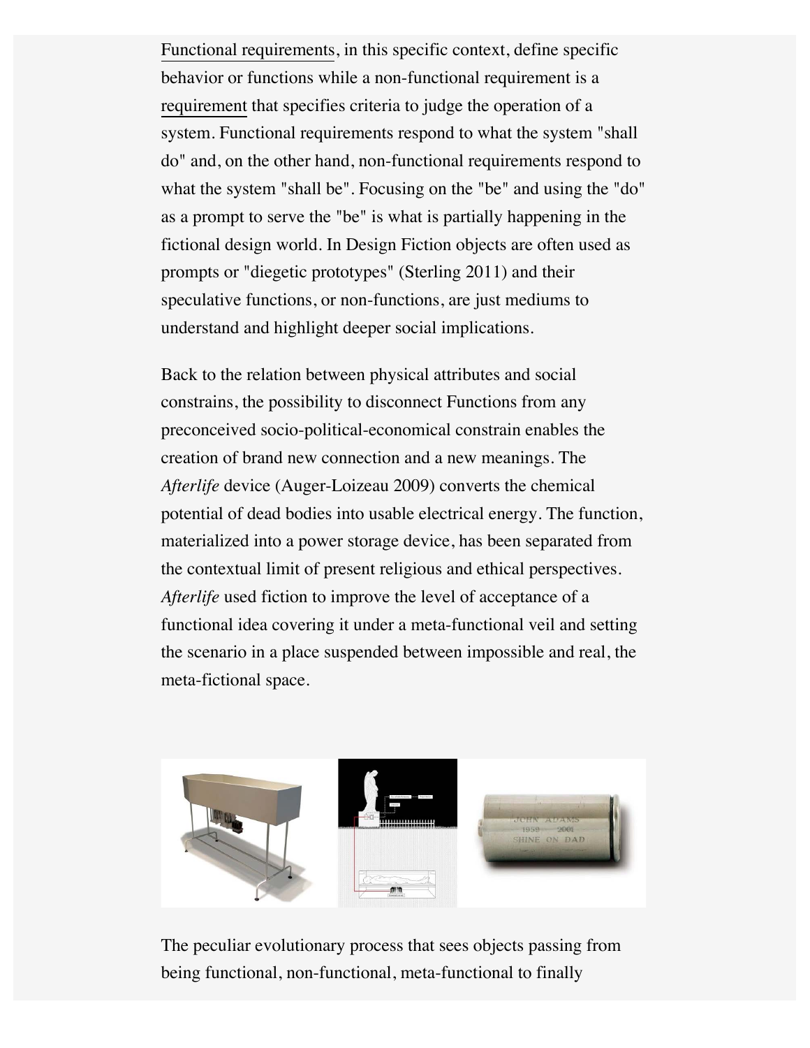Functional requirements, in this specific context, define specific behavior or functions while a non-functional requirement is a requirement that specifies criteria to judge the operation of a system. Functional requirements respond to what the system "shall do" and, on the other hand, non-functional requirements respond to what the system "shall be". Focusing on the "be" and using the "do" as a prompt to serve the "be" is what is partially happening in the fictional design world. In Design Fiction objects are often used as prompts or "diegetic prototypes" (Sterling 2011) and their speculative functions, or non-functions, are just mediums to understand and highlight deeper social implications.

Back to the relation between physical attributes and social constrains, the possibility to disconnect Functions from any preconceived socio-political-economical constrain enables the creation of brand new connection and a new meanings. The *Afterlife* device (Auger-Loizeau 2009) converts the chemical potential of dead bodies into usable electrical energy. The function, materialized into a power storage device, has been separated from the contextual limit of present religious and ethical perspectives. *Afterlife* used fiction to improve the level of acceptance of a functional idea covering it under a meta-functional veil and setting the scenario in a place suspended between impossible and real, the meta-fictional space.

The peculiar evolutionary process that sees objects passing from being functional, non-functional, meta-functional to finally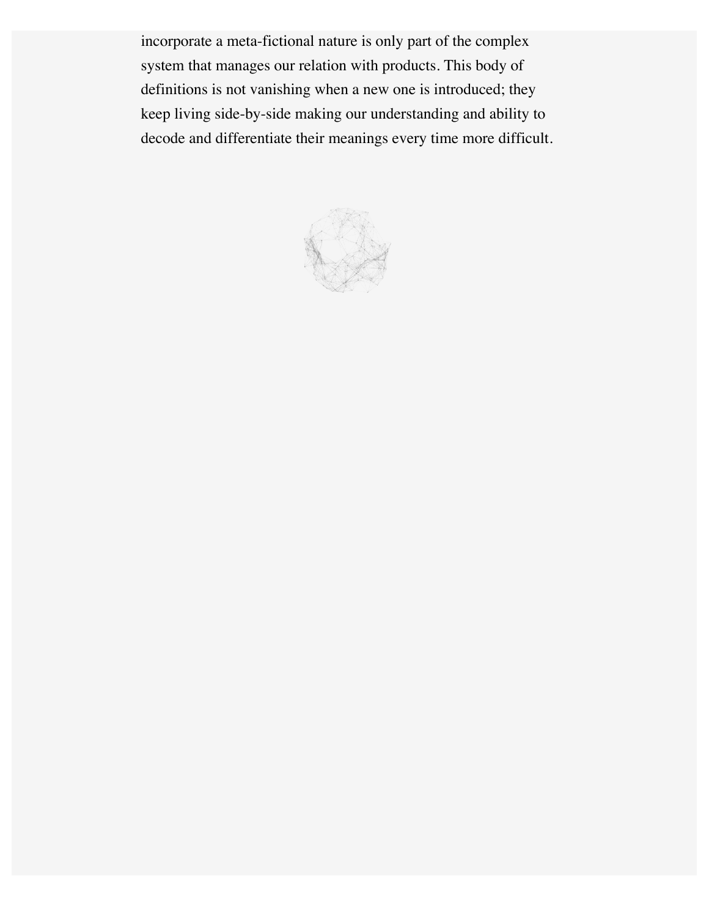incorporate a meta-fictional nature is only part of the complex system that manages our relation with products. This body of definitions is not vanishing when a new one is introduced; they keep living side-by-side making our understanding and ability to decode and differentiate their meanings every time more difficult.